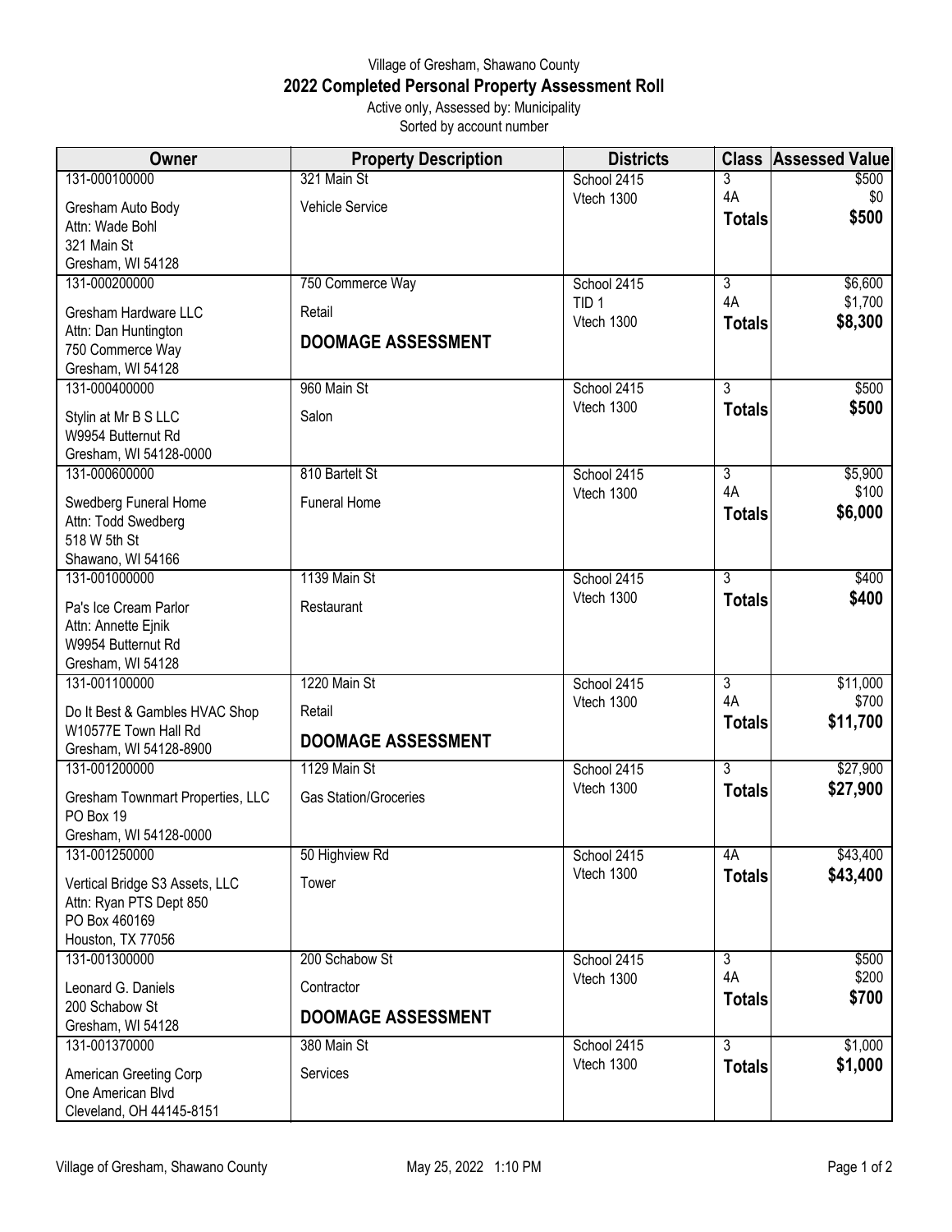Village of Gresham, Shawano County

## 2022 Completed Personal Property Assessment Roll

Active only, Assessed by: Municipality
Sorted by account number

| Owner | Property Description | Districts | Class | Assessed Value |
|---|---|---|---|---|
| 131-000100000<br>Gresham Auto Body<br>Attn: Wade Bohl<br>321 Main St<br>Gresham, WI 54128 | 321 Main St<br>Vehicle Service | School 2415<br>Vtech 1300 | 3<br>4A<br>**Totals** | $500<br>$0<br>**$500** |
| 131-000200000<br>Gresham Hardware LLC<br>Attn: Dan Huntington<br>750 Commerce Way<br>Gresham, WI 54128 | 750 Commerce Way<br>Retail<br>**DOOMAGE ASSESSMENT** | School 2415<br>TID 1<br>Vtech 1300 | 3<br>4A<br>**Totals** | $6,600<br>$1,700<br>**$8,300** |
| 131-000400000<br>Stylin at Mr B S LLC<br>W9954 Butternut Rd<br>Gresham, WI 54128-0000 | 960 Main St<br>Salon | School 2415<br>Vtech 1300 | 3<br>**Totals** | $500<br>**$500** |
| 131-000600000<br>Swedberg Funeral Home<br>Attn: Todd Swedberg<br>518 W 5th St<br>Shawano, WI 54166 | 810 Bartelt St<br>Funeral Home | School 2415<br>Vtech 1300 | 3<br>4A<br>**Totals** | $5,900<br>$100<br>**$6,000** |
| 131-001000000<br>Pa's Ice Cream Parlor<br>Attn: Annette Ejnik<br>W9954 Butternut Rd<br>Gresham, WI 54128 | 1139 Main St<br>Restaurant | School 2415<br>Vtech 1300 | 3<br>**Totals** | $400<br>**$400** |
| 131-001100000<br>Do It Best & Gambles HVAC Shop<br>W10577E Town Hall Rd<br>Gresham, WI 54128-8900 | 1220 Main St<br>Retail<br>**DOOMAGE ASSESSMENT** | School 2415<br>Vtech 1300 | 3<br>4A<br>**Totals** | $11,000<br>$700<br>**$11,700** |
| 131-001200000<br>Gresham Townmart Properties, LLC<br>PO Box 19<br>Gresham, WI 54128-0000 | 1129 Main St<br>Gas Station/Groceries | School 2415<br>Vtech 1300 | 3<br>**Totals** | $27,900<br>**$27,900** |
| 131-001250000<br>Vertical Bridge S3 Assets, LLC<br>Attn: Ryan PTS Dept 850<br>PO Box 460169<br>Houston, TX 77056 | 50 Highview Rd<br>Tower | School 2415<br>Vtech 1300 | 4A<br>**Totals** | $43,400<br>**$43,400** |
| 131-001300000<br>Leonard G. Daniels<br>200 Schabow St<br>Gresham, WI 54128 | 200 Schabow St<br>Contractor<br>**DOOMAGE ASSESSMENT** | School 2415<br>Vtech 1300 | 3<br>4A<br>**Totals** | $500<br>$200<br>**$700** |
| 131-001370000<br>American Greeting Corp<br>One American Blvd<br>Cleveland, OH 44145-8151 | 380 Main St<br>Services | School 2415<br>Vtech 1300 | 3<br>**Totals** | $1,000<br>**$1,000** |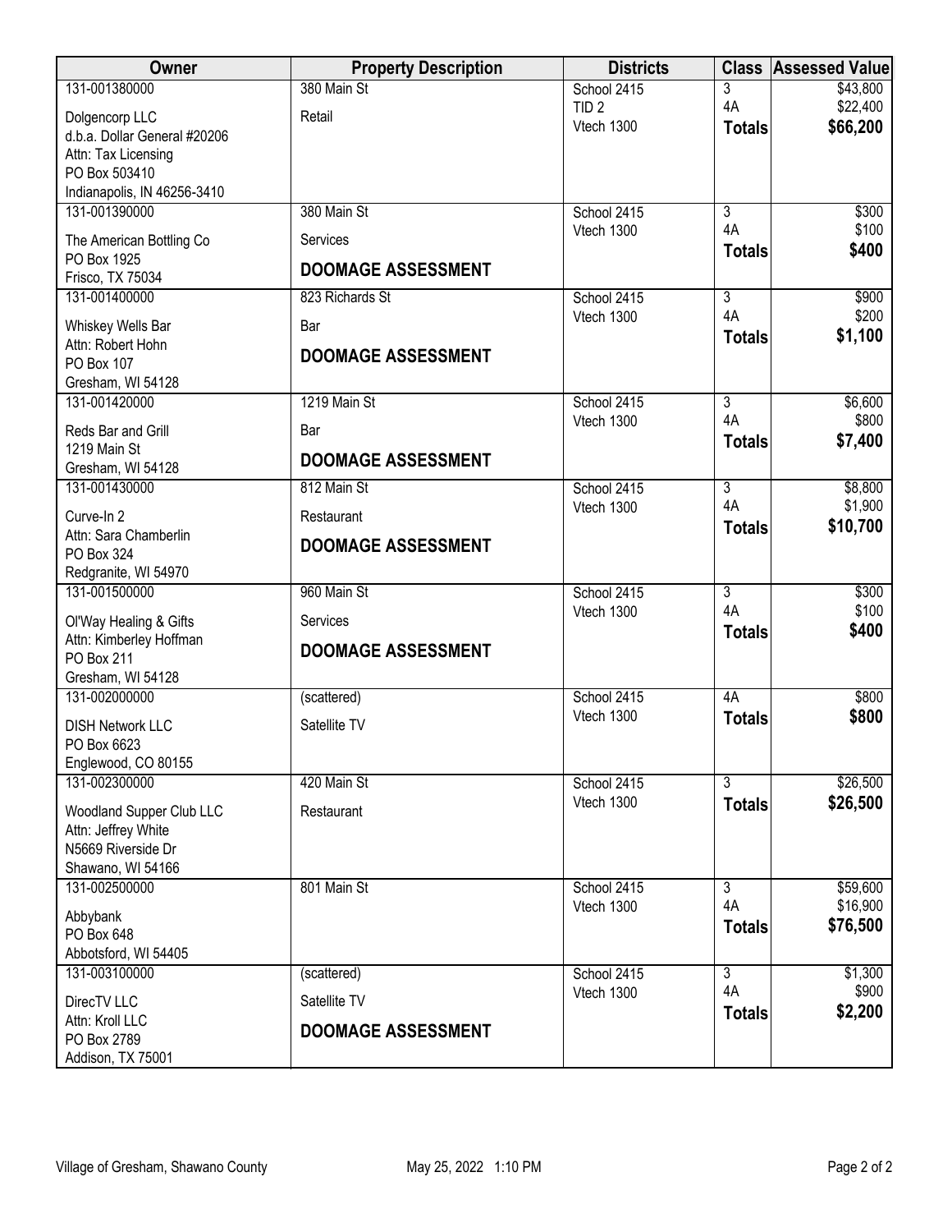| Owner | Property Description | Districts | Class | Assessed Value |
|---|---|---|---|---|
| 131-001380000<br>Dolgencorp LLC<br>d.b.a. Dollar General #20206<br>Attn: Tax Licensing<br>PO Box 503410<br>Indianapolis, IN 46256-3410 | 380 Main St<br>Retail | School 2415<br>TID 2<br>Vtech 1300 | 3<br>4A<br>**Totals** | $43,800<br>$22,400<br>**$66,200** |
| 131-001390000<br>The American Bottling Co<br>PO Box 1925<br>Frisco, TX 75034 | 380 Main St<br>Services<br>**DOOMAGE ASSESSMENT** | School 2415<br>Vtech 1300 | 3<br>4A<br>**Totals** | $300<br>$100<br>**$400** |
| 131-001400000<br>Whiskey Wells Bar<br>Attn: Robert Hohn<br>PO Box 107<br>Gresham, WI 54128 | 823 Richards St<br>Bar<br>**DOOMAGE ASSESSMENT** | School 2415<br>Vtech 1300 | 3<br>4A<br>**Totals** | $900<br>$200<br>**$1,100** |
| 131-001420000<br>Reds Bar and Grill<br>1219 Main St<br>Gresham, WI 54128 | 1219 Main St<br>Bar<br>**DOOMAGE ASSESSMENT** | School 2415<br>Vtech 1300 | 3<br>4A<br>**Totals** | $6,600<br>$800<br>**$7,400** |
| 131-001430000<br>Curve-In 2<br>Attn: Sara Chamberlin<br>PO Box 324<br>Redgranite, WI 54970 | 812 Main St<br>Restaurant<br>**DOOMAGE ASSESSMENT** | School 2415<br>Vtech 1300 | 3<br>4A<br>**Totals** | $8,800<br>$1,900<br>**$10,700** |
| 131-001500000<br>Ol'Way Healing & Gifts<br>Attn: Kimberley Hoffman<br>PO Box 211<br>Gresham, WI 54128 | 960 Main St<br>Services<br>**DOOMAGE ASSESSMENT** | School 2415<br>Vtech 1300 | 3<br>4A<br>**Totals** | $300<br>$100<br>**$400** |
| 131-002000000<br>DISH Network LLC<br>PO Box 6623<br>Englewood, CO 80155 | (scattered)<br>Satellite TV | School 2415<br>Vtech 1300 | 4A<br>**Totals** | $800<br>**$800** |
| 131-002300000<br>Woodland Supper Club LLC<br>Attn: Jeffrey White<br>N5669 Riverside Dr<br>Shawano, WI 54166 | 420 Main St<br>Restaurant | School 2415<br>Vtech 1300 | 3<br>**Totals** | $26,500<br>**$26,500** |
| 131-002500000<br>Abbybank<br>PO Box 648<br>Abbotsford, WI 54405 | 801 Main St | School 2415<br>Vtech 1300 | 3<br>4A<br>**Totals** | $59,600<br>$16,900<br>**$76,500** |
| 131-003100000<br>DirecTV LLC<br>Attn: Kroll LLC<br>PO Box 2789<br>Addison, TX 75001 | (scattered)<br>Satellite TV<br>**DOOMAGE ASSESSMENT** | School 2415<br>Vtech 1300 | 3<br>4A<br>**Totals** | $1,300<br>$900<br>**$2,200** |